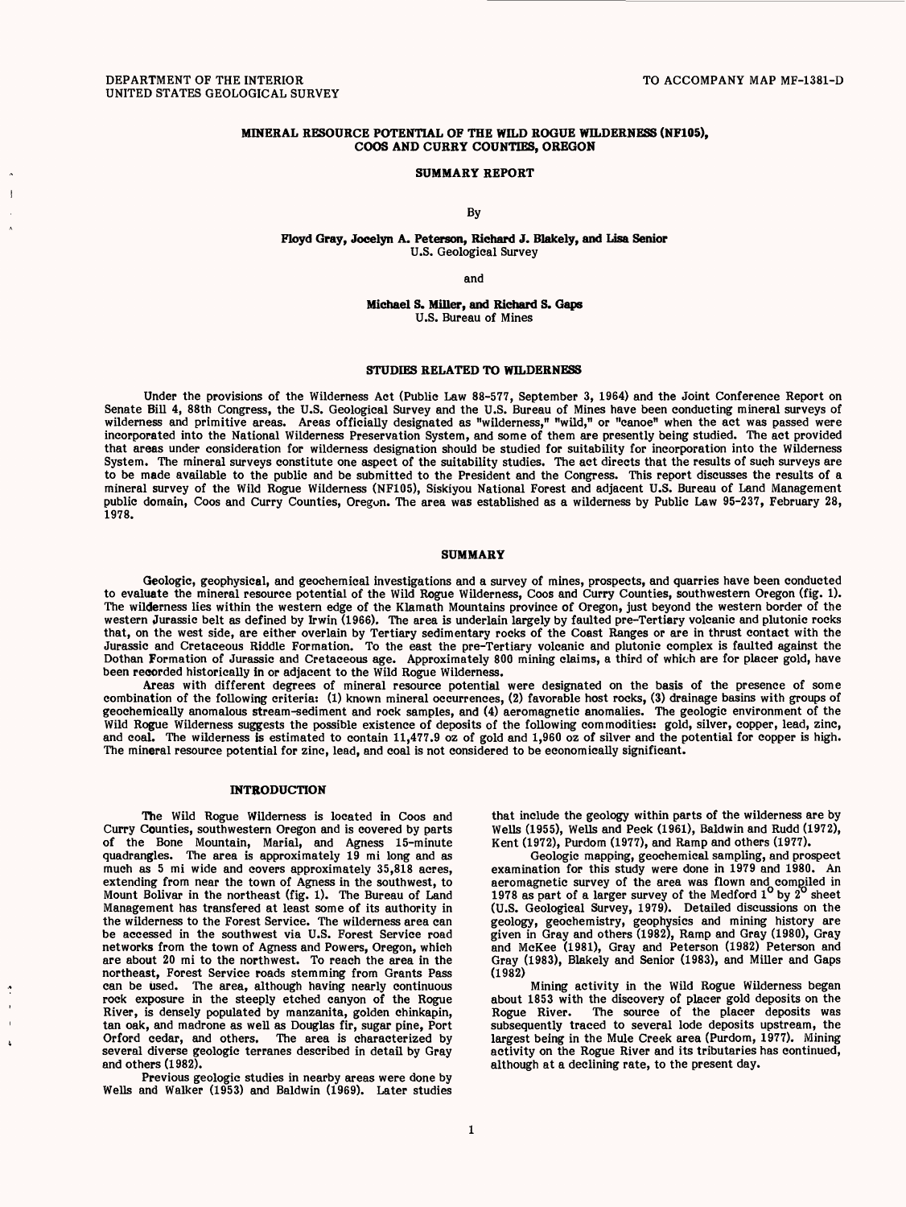DEPARTMENT OF THE INTERIOR
UNITED STATES GEOLOGICAL SURVEY

TO ACCOMPANY MAP MF-1381-D

# MINERAL RESOURCE POTENTIAL OF THE WILD ROGUE WILDERNESS (NF105), COOS AND CURRY COUNTIES, OREGON

## SUMMARY REPORT

By

**Floyd Gray, Jocelyn A. Peterson, Richard J. Blakely, and Lisa Senior**
U.S. Geological Survey

and

**Michael S. Miller, and Richard S. Gaps**
U.S. Bureau of Mines

## STUDIES RELATED TO WILDERNESS

Under the provisions of the Wilderness Act (Public Law 88-577, September 3, 1964) and the Joint Conference Report on Senate Bill 4, 88th Congress, the U.S. Geological Survey and the U.S. Bureau of Mines have been conducting mineral surveys of wilderness and primitive areas. Areas officially designated as "wilderness," "wild," or "canoe" when the act was passed were incorporated into the National Wilderness Preservation System, and some of them are presently being studied. The act provided that areas under consideration for wilderness designation should be studied for suitability for incorporation into the Wilderness System. The mineral surveys constitute one aspect of the suitability studies. The act directs that the results of such surveys are to be made available to the public and be submitted to the President and the Congress. This report discusses the results of a mineral survey of the Wild Rogue Wilderness (NF105), Siskiyou National Forest and adjacent U.S. Bureau of Land Management public domain, Coos and Curry Counties, Oregon. The area was established as a wilderness by Public Law 95-237, February 28, 1978.

## SUMMARY

Geologic, geophysical, and geochemical investigations and a survey of mines, prospects, and quarries have been conducted to evaluate the mineral resource potential of the Wild Rogue Wilderness, Coos and Curry Counties, southwestern Oregon (fig. 1). The wilderness lies within the western edge of the Klamath Mountains province of Oregon, just beyond the western border of the western Jurassic belt as defined by Irwin (1966). The area is underlain largely by faulted pre-Tertiary volcanic and plutonic rocks that, on the west side, are either overlain by Tertiary sedimentary rocks of the Coast Ranges or are in thrust contact with the Jurassic and Cretaceous Riddle Formation. To the east the pre-Tertiary volcanic and plutonic complex is faulted against the Dothan Formation of Jurassic and Cretaceous age. Approximately 800 mining claims, a third of which are for placer gold, have been recorded historically in or adjacent to the Wild Rogue Wilderness.

Areas with different degrees of mineral resource potential were designated on the basis of the presence of some combination of the following criteria: (1) known mineral occurrences, (2) favorable host rocks, (3) drainage basins with groups of geochemically anomalous stream-sediment and rock samples, and (4) aeromagnetic anomalies. The geologic environment of the Wild Rogue Wilderness suggests the possible existence of deposits of the following commodities: gold, silver, copper, lead, zinc, and coal. The wilderness is estimated to contain 11,477.9 oz of gold and 1,960 oz of silver and the potential for copper is high. The mineral resource potential for zinc, lead, and coal is not considered to be economically significant.

## INTRODUCTION

The Wild Rogue Wilderness is located in Coos and Curry Counties, southwestern Oregon and is covered by parts of the Bone Mountain, Marial, and Agness 15-minute quadrangles. The area is approximately 19 mi long and as much as 5 mi wide and covers approximately 35,818 acres, extending from near the town of Agness in the southwest, to Mount Bolivar in the northeast (fig. 1). The Bureau of Land Management has transfered at least some of its authority in the wilderness to the Forest Service. The wilderness area can be accessed in the southwest via U.S. Forest Service road networks from the town of Agness and Powers, Oregon, which are about 20 mi to the northwest. To reach the area in the northeast, Forest Service roads stemming from Grants Pass can be used. The area, although having nearly continuous rock exposure in the steeply etched canyon of the Rogue River, is densely populated by manzanita, golden chinkapin, tan oak, and madrone as well as Douglas fir, sugar pine, Port Orford cedar, and others. The area is characterized by several diverse geologic terranes described in detail by Gray and others (1982).

Previous geologic studies in nearby areas were done by Wells and Walker (1953) and Baldwin (1969). Later studies that include the geology within parts of the wilderness are by Wells (1955), Wells and Peck (1961), Baldwin and Rudd (1972), Kent (1972), Purdom (1977), and Ramp and others (1977).

Geologic mapping, geochemical sampling, and prospect examination for this study were done in 1979 and 1980. An aeromagnetic survey of the area was flown and compiled in 1978 as part of a larger survey of the Medford $1^{\circ}$ by $2^{\circ}$ sheet (U.S. Geological Survey, 1979). Detailed discussions on the geology, geochemistry, geophysics and mining history are given in Gray and others (1982), Ramp and Gray (1980), Gray and McKee (1981), Gray and Peterson (1982) Peterson and Gray (1983), Blakely and Senior (1983), and Miller and Gaps (1982)

Mining activity in the Wild Rogue Wilderness began about 1853 with the discovery of placer gold deposits on the Rogue River. The source of the placer deposits was subsequently traced to several lode deposits upstream, the largest being in the Mule Creek area (Purdom, 1977). Mining activity on the Rogue River and its tributaries has continued, although at a declining rate, to the present day.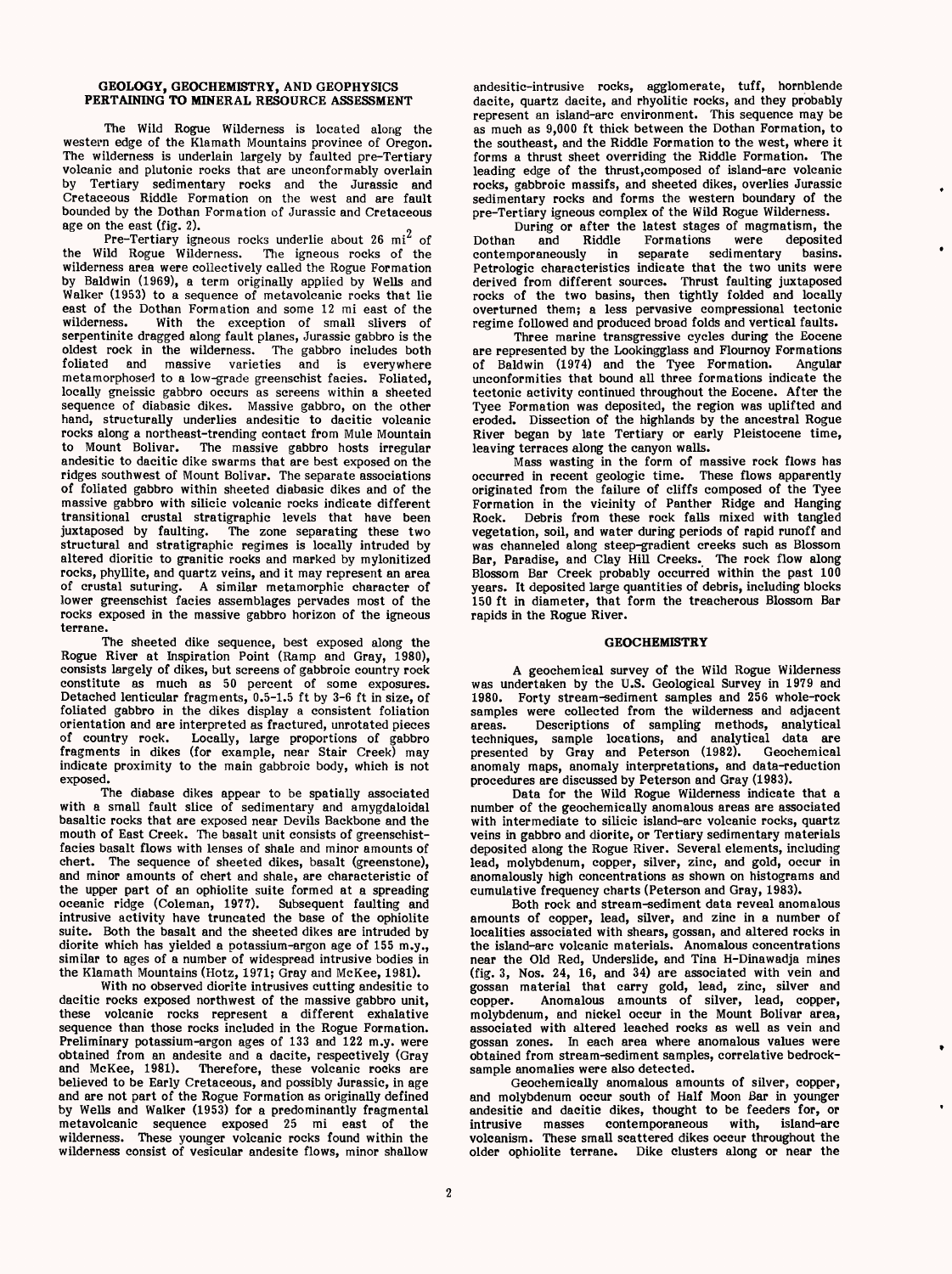## GEOLOGY, GEOCHEMISTRY, AND GEOPHYSICS PERTAINING TO MINERAL RESOURCE ASSESSMENT

The Wild Rogue Wilderness is located along the western edge of the Klamath Mountains province of Oregon. The wilderness is underlain largely by faulted pre-Tertiary volcanic and plutonic rocks that are unconformably overlain by Tertiary sedimentary rocks and the Jurassic and Cretaceous Riddle Formation on the west and are fault bounded by the Dothan Formation of Jurassic and Cretaceous age on the east (fig. 2).

Pre-Tertiary igneous rocks underlie about 26 $mi^2$ of the Wild Rogue Wilderness. The igneous rocks of the wilderness area were collectively called the Rogue Formation by Baldwin (1969), a term originally applied by Wells and Walker (1953) to a sequence of metavolcanic rocks that lie east of the Dothan Formation and some 12 mi east of the wilderness. With the exception of small slivers of serpentinite dragged along fault planes, Jurassic gabbro is the oldest rock in the wilderness. The gabbro includes both foliated and massive varieties and is everywhere metamorphosed to a low-grade greenschist facies. Foliated, locally gneissic gabbro occurs as screens within a sheeted sequence of diabasic dikes. Massive gabbro, on the other hand, structurally underlies andesitic to dacitic volcanic rocks along a northeast-trending contact from Mule Mountain to Mount Bolivar. The massive gabbro hosts irregular andesitic to dacitic dike swarms that are best exposed on the ridges southwest of Mount Bolivar. The separate associations of foliated gabbro within sheeted diabasic dikes and of the massive gabbro with silicic volcanic rocks indicate different transitional crustal stratigraphic levels that have been juxtaposed by faulting. The zone separating these two structural and stratigraphic regimes is locally intruded by altered dioritic to granitic rocks and marked by mylonitized rocks, phyllite, and quartz veins, and it may represent an area of crustal suturing. A similar metamorphic character of lower greenschist facies assemblages pervades most of the rocks exposed in the massive gabbro horizon of the igneous terrane.

The sheeted dike sequence, best exposed along the Rogue River at Inspiration Point (Ramp and Gray, 1980), consists largely of dikes, but screens of gabbroic country rock constitute as much as 50 percent of some exposures. Detached lenticular fragments, 0.5-1.5 ft by 3-6 ft in size, of foliated gabbro in the dikes display a consistent foliation orientation and are interpreted as fractured, unrotated pieces of country rock. Locally, large proportions of gabbro fragments in dikes (for example, near Stair Creek) may indicate proximity to the main gabbroic body, which is not exposed.

The diabase dikes appear to be spatially associated with a small fault slice of sedimentary and amygdaloidal basaltic rocks that are exposed near Devils Backbone and the mouth of East Creek. The basalt unit consists of greenschist-facies basalt flows with lenses of shale and minor amounts of chert. The sequence of sheeted dikes, basalt (greenstone), and minor amounts of chert and shale, are characteristic of the upper part of an ophiolite suite formed at a spreading oceanic ridge (Coleman, 1977). Subsequent faulting and intrusive activity have truncated the base of the ophiolite suite. Both the basalt and the sheeted dikes are intruded by diorite which has yielded a potassium-argon age of 155 m.y., similar to ages of a number of widespread intrusive bodies in the Klamath Mountains (Hotz, 1971; Gray and McKee, 1981).

With no observed diorite intrusives cutting andesitic to dacitic rocks exposed northwest of the massive gabbro unit, these volcanic rocks represent a different exhalative sequence than those rocks included in the Rogue Formation. Preliminary potassium-argon ages of 133 and 122 m.y. were obtained from an andesite and a dacite, respectively (Gray and McKee, 1981). Therefore, these volcanic rocks are believed to be Early Cretaceous, and possibly Jurassic, in age and are not part of the Rogue Formation as originally defined by Wells and Walker (1953) for a predominantly fragmental metavolcanic sequence exposed 25 mi east of the wilderness. These younger volcanic rocks found within the wilderness consist of vesicular andesite flows, minor shallow andesitic-intrusive rocks, agglomerate, tuff, hornblende dacite, quartz dacite, and rhyolitic rocks, and they probably represent an island-arc environment. This sequence may be as much as 9,000 ft thick between the Dothan Formation, to the southeast, and the Riddle Formation to the west, where it forms a thrust sheet overriding the Riddle Formation. The leading edge of the thrust, composed of island-arc volcanic rocks, gabbroic massifs, and sheeted dikes, overlies Jurassic sedimentary rocks and forms the western boundary of the pre-Tertiary igneous complex of the Wild Rogue Wilderness.

During or after the latest stages of magmatism, the Dothan and Riddle Formations were deposited contemporaneously in separate sedimentary basins. Petrologic characteristics indicate that the two units were derived from different sources. Thrust faulting juxtaposed rocks of the two basins, then tightly folded and locally overturned them; a less pervasive compressional tectonic regime followed and produced broad folds and vertical faults.

Three marine transgressive cycles during the Eocene are represented by the Lookingglass and Flournoy Formations of Baldwin (1974) and the Tyee Formation. Angular unconformities that bound all three formations indicate the tectonic activity continued throughout the Eocene. After the Tyee Formation was deposited, the region was uplifted and eroded. Dissection of the highlands by the ancestral Rogue River began by late Tertiary or early Pleistocene time, leaving terraces along the canyon walls.

Mass wasting in the form of massive rock flows has occurred in recent geologic time. These flows apparently originated from the failure of cliffs composed of the Tyee Formation in the vicinity of Panther Ridge and Hanging Rock. Debris from these rock falls mixed with tangled vegetation, soil, and water during periods of rapid runoff and was channeled along steep-gradient creeks such as Blossom Bar, Paradise, and Clay Hill Creeks. The rock flow along Blossom Bar Creek probably occurred within the past 100 years. It deposited large quantities of debris, including blocks 150 ft in diameter, that form the treacherous Blossom Bar rapids in the Rogue River.

### GEOCHEMISTRY

A geochemical survey of the Wild Rogue Wilderness was undertaken by the U.S. Geological Survey in 1979 and 1980. Forty stream-sediment samples and 256 whole-rock samples were collected from the wilderness and adjacent areas. Descriptions of sampling methods, analytical techniques, sample locations, and analytical data are presented by Gray and Peterson (1982). Geochemical anomaly maps, anomaly interpretations, and data-reduction procedures are discussed by Peterson and Gray (1983).

Data for the Wild Rogue Wilderness indicate that a number of the geochemically anomalous areas are associated with intermediate to silicic island-arc volcanic rocks, quartz veins in gabbro and diorite, or Tertiary sedimentary materials deposited along the Rogue River. Several elements, including lead, molybdenum, copper, silver, zinc, and gold, occur in anomalously high concentrations as shown on histograms and cumulative frequency charts (Peterson and Gray, 1983).

Both rock and stream-sediment data reveal anomalous amounts of copper, lead, silver, and zinc in a number of localities associated with shears, gossan, and altered rocks in the island-arc volcanic materials. Anomalous concentrations near the Old Red, Underslide, and Tina H-Dinawadja mines (fig. 3, Nos. 24, 16, and 34) are associated with vein and gossan material that carry gold, lead, zinc, silver and copper. Anomalous amounts of silver, lead, copper, molybdenum, and nickel occur in the Mount Bolivar area, associated with altered leached rocks as well as vein and gossan zones. In each area where anomalous values were obtained from stream-sediment samples, correlative bedrock-sample anomalies were also detected.

Geochemically anomalous amounts of silver, copper, and molybdenum occur south of Half Moon Bar in younger andesitic and dacitic dikes, thought to be feeders for, or intrusive masses contemporaneous with, island-arc volcanism. These small scattered dikes occur throughout the older ophiolite terrane. Dike clusters along or near the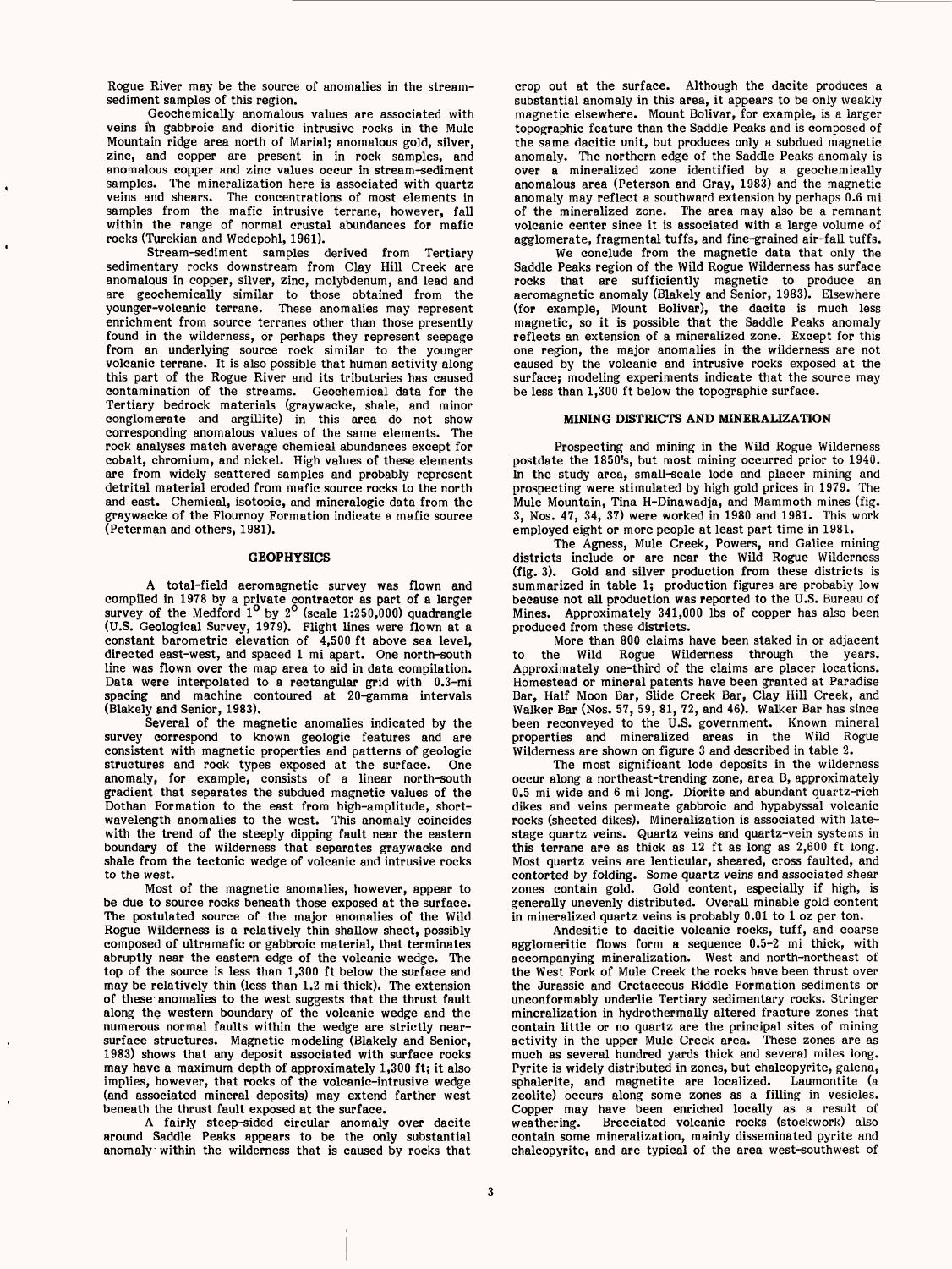Rogue River may be the source of anomalies in the stream-sediment samples of this region.

Geochemically anomalous values are associated with veins in gabbroic and dioritic intrusive rocks in the Mule Mountain ridge area north of Marial; anomalous gold, silver, zinc, and copper are present in in rock samples, and anomalous copper and zinc values occur in stream-sediment samples. The mineralization here is associated with quartz veins and shears. The concentrations of most elements in samples from the mafic intrusive terrane, however, fall within the range of normal crustal abundances for mafic rocks (Turekian and Wedepohl, 1961).

Stream-sediment samples derived from Tertiary sedimentary rocks downstream from Clay Hill Creek are anomalous in copper, silver, zinc, molybdenum, and lead and are geochemically similar to those obtained from the younger-volcanic terrane. These anomalies may represent enrichment from source terranes other than those presently found in the wilderness, or perhaps they represent seepage from an underlying source rock similar to the younger volcanic terrane. It is also possible that human activity along this part of the Rogue River and its tributaries has caused contamination of the streams. Geochemical data for the Tertiary bedrock materials (graywacke, shale, and minor conglomerate and argillite) in this area do not show corresponding anomalous values of the same elements. The rock analyses match average chemical abundances except for cobalt, chromium, and nickel. High values of these elements are from widely scattered samples and probably represent detrital material eroded from mafic source rocks to the north and east. Chemical, isotopic, and mineralogic data from the graywacke of the Flournoy Formation indicate a mafic source (Peterman and others, 1981).

## GEOPHYSICS

A total-field aeromagnetic survey was flown and compiled in 1978 by a private contractor as part of a larger survey of the Medford $1^{\circ}$ by $2^{\circ}$ (scale 1:250,000) quadrangle (U.S. Geological Survey, 1979). Flight lines were flown at a constant barometric elevation of 4,500 ft above sea level, directed east-west, and spaced 1 mi apart. One north-south line was flown over the map area to aid in data compilation. Data were interpolated to a rectangular grid with 0.3-mi spacing and machine contoured at 20-gamma intervals (Blakely and Senior, 1983).

Several of the magnetic anomalies indicated by the survey correspond to known geologic features and are consistent with magnetic properties and patterns of geologic structures and rock types exposed at the surface. One anomaly, for example, consists of a linear north-south gradient that separates the subdued magnetic values of the Dothan Formation to the east from high-amplitude, short-wavelength anomalies to the west. This anomaly coincides with the trend of the steeply dipping fault near the eastern boundary of the wilderness that separates graywacke and shale from the tectonic wedge of volcanic and intrusive rocks to the west.

Most of the magnetic anomalies, however, appear to be due to source rocks beneath those exposed at the surface. The postulated source of the major anomalies of the Wild Rogue Wilderness is a relatively thin shallow sheet, possibly composed of ultramafic or gabbroic material, that terminates abruptly near the eastern edge of the volcanic wedge. The top of the source is less than 1,300 ft below the surface and may be relatively thin (less than 1.2 mi thick). The extension of these anomalies to the west suggests that the thrust fault along the western boundary of the volcanic wedge and the numerous normal faults within the wedge are strictly near-surface structures. Magnetic modeling (Blakely and Senior, 1983) shows that any deposit associated with surface rocks may have a maximum depth of approximately 1,300 ft; it also implies, however, that rocks of the volcanic-intrusive wedge (and associated mineral deposits) may extend farther west beneath the thrust fault exposed at the surface.

A fairly steep-sided circular anomaly over dacite around Saddle Peaks appears to be the only substantial anomaly within the wilderness that is caused by rocks that crop out at the surface. Although the dacite produces a substantial anomaly in this area, it appears to be only weakly magnetic elsewhere. Mount Bolivar, for example, is a larger topographic feature than the Saddle Peaks and is composed of the same dacitic unit, but produces only a subdued magnetic anomaly. The northern edge of the Saddle Peaks anomaly is over a mineralized zone identified by a geochemically anomalous area (Peterson and Gray, 1983) and the magnetic anomaly may reflect a southward extension by perhaps 0.6 mi of the mineralized zone. The area may also be a remnant volcanic center since it is associated with a large volume of agglomerate, fragmental tuffs, and fine-grained air-fall tuffs.

We conclude from the magnetic data that only the Saddle Peaks region of the Wild Rogue Wilderness has surface rocks that are sufficiently magnetic to produce an aeromagnetic anomaly (Blakely and Senior, 1983). Elsewhere (for example, Mount Bolivar), the dacite is much less magnetic, so it is possible that the Saddle Peaks anomaly reflects an extension of a mineralized zone. Except for this one region, the major anomalies in the wilderness are not caused by the volcanic and intrusive rocks exposed at the surface; modeling experiments indicate that the source may be less than 1,300 ft below the topographic surface.

## MINING DISTRICTS AND MINERALIZATION

Prospecting and mining in the Wild Rogue Wilderness postdate the 1850's, but most mining occurred prior to 1940. In the study area, small-scale lode and placer mining and prospecting were stimulated by high gold prices in 1979. The Mule Mountain, Tina H-Dinawadja, and Mammoth mines (fig. 3, Nos. 47, 34, 37) were worked in 1980 and 1981. This work employed eight or more people at least part time in 1981.

The Agness, Mule Creek, Powers, and Galice mining districts include or are near the Wild Rogue Wilderness (fig. 3). Gold and silver production from these districts is summarized in table 1; production figures are probably low because not all production was reported to the U.S. Bureau of Mines. Approximately 341,000 lbs of copper has also been produced from these districts.

More than 800 claims have been staked in or adjacent to the Wild Rogue Wilderness through the years. Approximately one-third of the claims are placer locations. Homestead or mineral patents have been granted at Paradise Bar, Half Moon Bar, Slide Creek Bar, Clay Hill Creek, and Walker Bar (Nos. 57, 59, 81, 72, and 46). Walker Bar has since been reconveyed to the U.S. government. Known mineral properties and mineralized areas in the Wild Rogue Wilderness are shown on figure 3 and described in table 2.

The most significant lode deposits in the wilderness occur along a northeast-trending zone, area B, approximately 0.5 mi wide and 6 mi long. Diorite and abundant quartz-rich dikes and veins permeate gabbroic and hypabyssal volcanic rocks (sheeted dikes). Mineralization is associated with late-stage quartz veins. Quartz veins and quartz-vein systems in this terrane are as thick as 12 ft as long as 2,600 ft long. Most quartz veins are lenticular, sheared, cross faulted, and contorted by folding. Some quartz veins and associated shear zones contain gold. Gold content, especially if high, is generally unevenly distributed. Overall minable gold content in mineralized quartz veins is probably 0.01 to 1 oz per ton.

Andesitic to dacitic volcanic rocks, tuff, and coarse agglomeritic flows form a sequence 0.5–2 mi thick, with accompanying mineralization. West and north-northeast of the West Fork of Mule Creek the rocks have been thrust over the Jurassic and Cretaceous Riddle Formation sediments or unconformably underlie Tertiary sedimentary rocks. Stringer mineralization in hydrothermally altered fracture zones that contain little or no quartz are the principal sites of mining activity in the upper Mule Creek area. These zones are as much as several hundred yards thick and several miles long. Pyrite is widely distributed in zones, but chalcopyrite, galena, sphalerite, and magnetite are localized. Laumontite (a zeolite) occurs along some zones as a filling in vesicles. Copper may have been enriched locally as a result of weathering. Brecciated volcanic rocks (stockwork) also contain some mineralization, mainly disseminated pyrite and chalcopyrite, and are typical of the area west-southwest of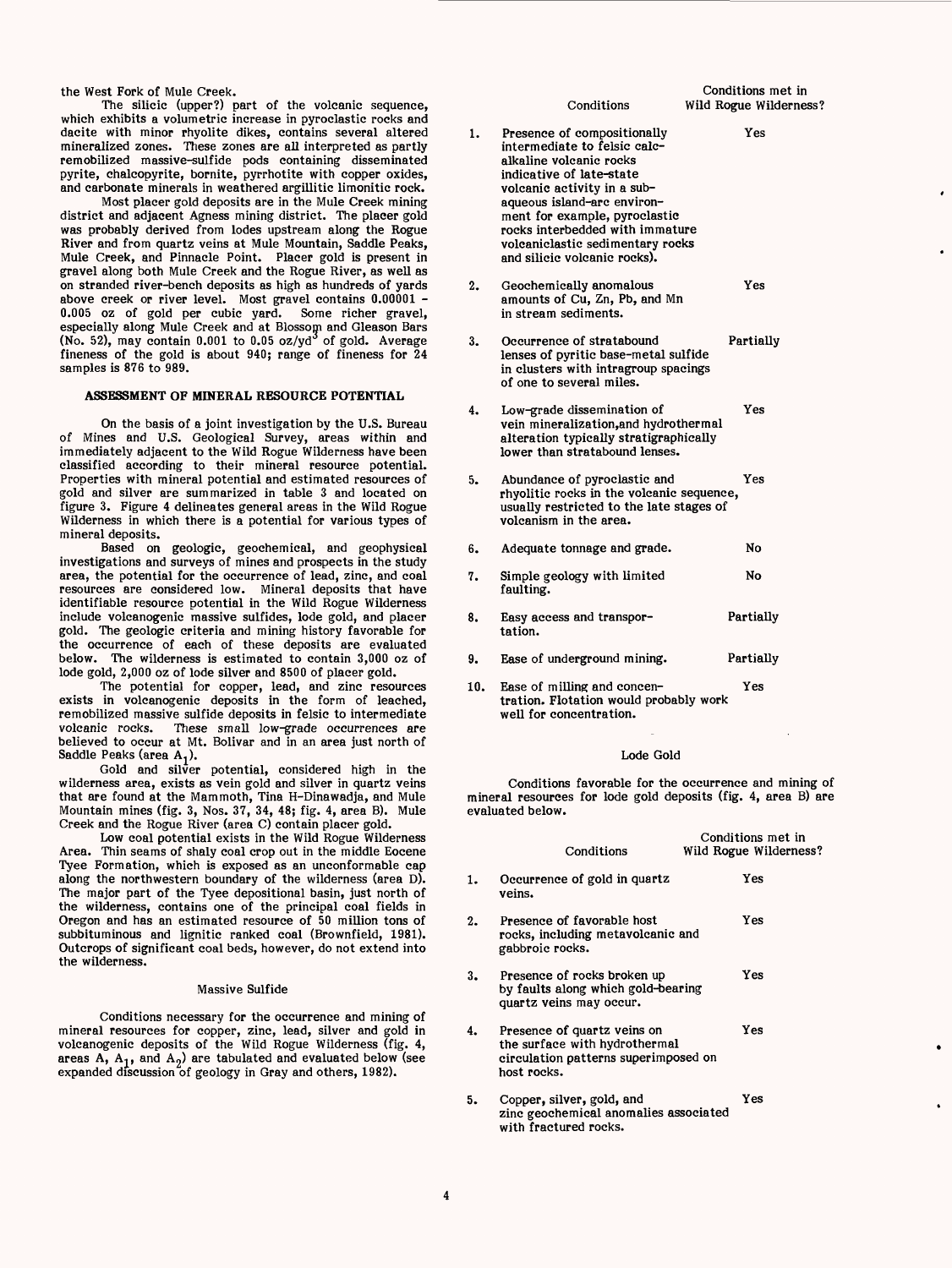the West Fork of Mule Creek.

The silicic (upper?) part of the volcanic sequence, which exhibits a volumetric increase in pyroclastic rocks and dacite with minor rhyolite dikes, contains several altered mineralized zones. These zones are all interpreted as partly remobilized massive-sulfide pods containing disseminated pyrite, chalcopyrite, bornite, pyrrhotite with copper oxides, and carbonate minerals in weathered argillitic limonitic rock.

Most placer gold deposits are in the Mule Creek mining district and adjacent Agness mining district. The placer gold was probably derived from lodes upstream along the Rogue River and from quartz veins at Mule Mountain, Saddle Peaks, Mule Creek, and Pinnacle Point. Placer gold is present in gravel along both Mule Creek and the Rogue River, as well as on stranded river-bench deposits as high as hundreds of yards above creek or river level. Most gravel contains 0.00001 - 0.005 oz of gold per cubic yard. Some richer gravel, especially along Mule Creek and at Blossom and Gleason Bars (No. 52), may contain 0.001 to 0.05 $oz/yd^3$ of gold. Average fineness of the gold is about 940; range of fineness for 24 samples is 876 to 989.

## ASSESSMENT OF MINERAL RESOURCE POTENTIAL

On the basis of a joint investigation by the U.S. Bureau of Mines and U.S. Geological Survey, areas within and immediately adjacent to the Wild Rogue Wilderness have been classified according to their mineral resource potential. Properties with mineral potential and estimated resources of gold and silver are summarized in table 3 and located on figure 3. Figure 4 delineates general areas in the Wild Rogue Wilderness in which there is a potential for various types of mineral deposits.

Based on geologic, geochemical, and geophysical investigations and surveys of mines and prospects in the study area, the potential for the occurrence of lead, zinc, and coal resources are considered low. Mineral deposits that have identifiable resource potential in the Wild Rogue Wilderness include volcanogenic massive sulfides, lode gold, and placer gold. The geologic criteria and mining history favorable for the occurrence of each of these deposits are evaluated below. The wilderness is estimated to contain 3,000 oz of lode gold, 2,000 oz of lode silver and 8500 of placer gold.

The potential for copper, lead, and zinc resources exists in volcanogenic deposits in the form of leached, remobilized massive sulfide deposits in felsic to intermediate volcanic rocks. These small low-grade occurrences are believed to occur at Mt. Bolivar and in an area just north of Saddle Peaks (area $A_1$).

Gold and silver potential, considered high in the wilderness area, exists as vein gold and silver in quartz veins that are found at the Mammoth, Tina H-Dinawadja, and Mule Mountain mines (fig. 3, Nos. 37, 34, 48; fig. 4, area B). Mule Creek and the Rogue River (area C) contain placer gold.

Low coal potential exists in the Wild Rogue Wilderness Area. Thin seams of shaly coal crop out in the middle Eocene Tyee Formation, which is exposed as an unconformable cap along the northwestern boundary of the wilderness (area D). The major part of the Tyee depositional basin, just north of the wilderness, contains one of the principal coal fields in Oregon and has an estimated resource of 50 million tons of subbituminous and lignitic ranked coal (Brownfield, 1981). Outcrops of significant coal beds, however, do not extend into the wilderness.

### Massive Sulfide

Conditions necessary for the occurrence and mining of mineral resources for copper, zinc, lead, silver and gold in volcanogenic deposits of the Wild Rogue Wilderness (fig. 4, areas A, $A_1$, and $A_2$) are tabulated and evaluated below (see expanded discussion of geology in Gray and others, 1982).

| | Conditions | Conditions met in Wild Rogue Wilderness? |
|---|---|---|
| 1. | Presence of compositionally intermediate to felsic calc-alkaline volcanic rocks indicative of late-state volcanic activity in a sub-aqueous island-arc environment for example, pyroclastic rocks interbedded with immature volcaniclastic sedimentary rocks and silicic volcanic rocks). | Yes |
| 2. | Geochemically anomalous amounts of Cu, Zn, Pb, and Mn in stream sediments. | Yes |
| 3. | Occurrence of stratabound lenses of pyritic base-metal sulfide in clusters with intragroup spacings of one to several miles. | Partially |
| 4. | Low-grade dissemination of vein mineralization,and hydrothermal alteration typically stratigraphically lower than stratabound lenses. | Yes |
| 5. | Abundance of pyroclastic and rhyolitic rocks in the volcanic sequence, usually restricted to the late stages of volcanism in the area. | Yes |
| 6. | Adequate tonnage and grade. | No |
| 7. | Simple geology with limited faulting. | No |
| 8. | Easy access and transportation. | Partially |
| 9. | Ease of underground mining. | Partially |
| 10. | Ease of milling and concentration. Flotation would probably work well for concentration. | Yes |

### Lode Gold

Conditions favorable for the occurrence and mining of mineral resources for lode gold deposits (fig. 4, area B) are evaluated below.

| | Conditions | Conditions met in Wild Rogue Wilderness? |
|---|---|---|
| 1. | Occurrence of gold in quartz veins. | Yes |
| 2. | Presence of favorable host rocks, including metavolcanic and gabbroic rocks. | Yes |
| 3. | Presence of rocks broken up by faults along which gold-bearing quartz veins may occur. | Yes |
| 4. | Presence of quartz veins on the surface with hydrothermal circulation patterns superimposed on host rocks. | Yes |
| 5. | Copper, silver, gold, and zinc geochemical anomalies associated with fractured rocks. | Yes |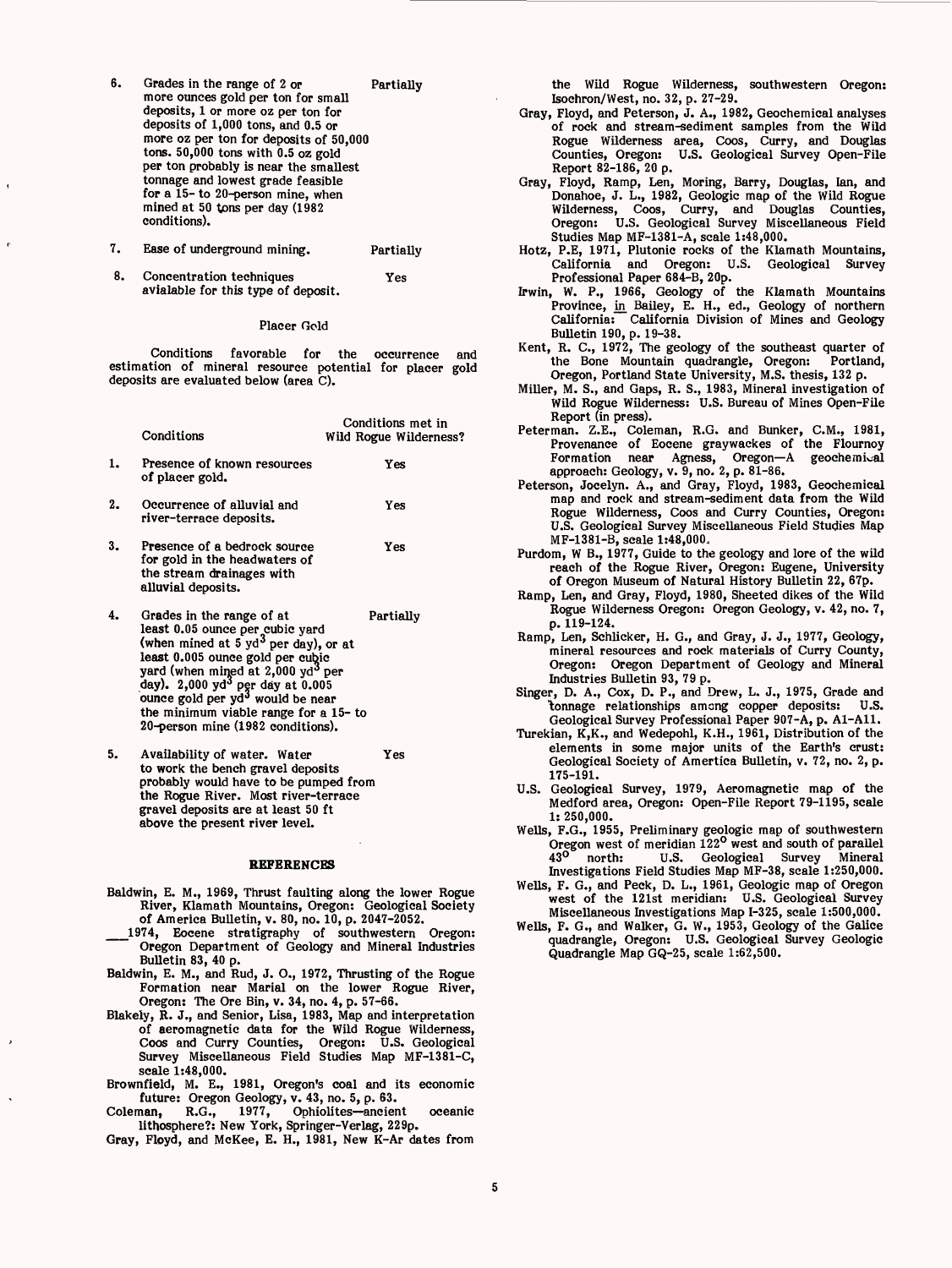| | | |
|---|---|---|
| 6. | Grades in the range of 2 or more ounces gold per ton for small deposits, 1 or more oz per ton for deposits of 1,000 tons, and 0.5 or more oz per ton for deposits of 50,000 tons. 50,000 tons with 0.5 oz gold per ton probably is near the smallest tonnage and lowest grade feasible for a 15- to 20-person mine, when mined at 50 tons per day (1982 conditions). | Partially |
| 7. | Ease of underground mining. | Partially |
| 8. | Concentration techniques avialable for this type of deposit. | Yes |

### Placer Gold

Conditions favorable for the occurrence and estimation of mineral resource potential for placer gold deposits are evaluated below (area C).

| | Conditions | Conditions met in Wild Rogue Wilderness? |
|---|---|---|
| 1. | Presence of known resources of placer gold. | Yes |
| 2. | Occurrence of alluvial and river-terrace deposits. | Yes |
| 3. | Presence of a bedrock source for gold in the headwaters of the stream drainages with alluvial deposits. | Yes |
| 4. | Grades in the range of at least 0.05 ounce per cubic yard (when mined at 5 $yd^3$ per day), or at least 0.005 ounce gold per cubic yard (when mined at 2,000 $yd^3$ per day). 2,000 $yd^3$ per day at 0.005 ounce gold per $yd^3$ would be near the minimum viable range for a 15- to 20-person mine (1982 conditions). | Partially |
| 5. | Availability of water. Water to work the bench gravel deposits probably would have to be pumped from the Rogue River. Most river-terrace gravel deposits are at least 50 ft above the present river level. | Yes |

## REFERENCES

Baldwin, E. M., 1969, Thrust faulting along the lower Rogue River, Klamath Mountains, Oregon: Geological Society of America Bulletin, v. 80, no. 10, p. 2047-2052.

\_\_\_1974, Eocene stratigraphy of southwestern Oregon: Oregon Department of Geology and Mineral Industries Bulletin 83, 40 p.

Baldwin, E. M., and Rud, J. O., 1972, Thrusting of the Rogue Formation near Marial on the lower Rogue River, Oregon: The Ore Bin, v. 34, no. 4, p. 57-66.

Blakely, R. J., and Senior, Lisa, 1983, Map and interpretation of aeromagnetic data for the Wild Rogue Wilderness, Coos and Curry Counties, Oregon: U.S. Geological Survey Miscellaneous Field Studies Map MF-1381-C, scale 1:48,000.

Brownfield, M. E., 1981, Oregon's coal and its economic future: Oregon Geology, v. 43, no. 5, p. 63.

Coleman, R.G., 1977, Ophiolites—ancient oceanic lithosphere?: New York, Springer-Verlag, 229p.

Gray, Floyd, and McKee, E. H., 1981, New K-Ar dates from the Wild Rogue Wilderness, southwestern Oregon: Isochron/West, no. 32, p. 27-29.

Gray, Floyd, and Peterson, J. A., 1982, Geochemical analyses of rock and stream-sediment samples from the Wild Rogue Wilderness area, Coos, Curry, and Douglas Counties, Oregon: U.S. Geological Survey Open-File Report 82-186, 20 p.

Gray, Floyd, Ramp, Len, Moring, Barry, Douglas, Ian, and Donahoe, J. L., 1982, Geologic map of the Wild Rogue Wilderness, Coos, Curry, and Douglas Counties, Oregon: U.S. Geological Survey Miscellaneous Field Studies Map MF-1381-A, scale 1:48,000.

Hotz, P.E, 1971, Plutonic rocks of the Klamath Mountains, California and Oregon: U.S. Geological Survey Professional Paper 684-B, 20p.

Irwin, W. P., 1966, Geology of the Klamath Mountains Province, in Bailey, E. H., ed., Geology of northern California: California Division of Mines and Geology Bulletin 190, p. 19-38.

Kent, R. C., 1972, The geology of the southeast quarter of the Bone Mountain quadrangle, Oregon: Portland, Oregon, Portland State University, M.S. thesis, 132 p.

Miller, M. S., and Gaps, R. S., 1983, Mineral investigation of Wild Rogue Wilderness: U.S. Bureau of Mines Open-File Report (in press).

Peterman. Z.E., Coleman, R.G. and Bunker, C.M., 1981, Provenance of Eocene graywackes of the Flournoy Formation near Agness, Oregon—A geochemical approach: Geology, v. 9, no. 2, p. 81-86.

Peterson, Jocelyn. A., and Gray, Floyd, 1983, Geochemical map and rock and stream-sediment data from the Wild Rogue Wilderness, Coos and Curry Counties, Oregon: U.S. Geological Survey Miscellaneous Field Studies Map MF-1381-B, scale 1:48,000.

Purdom, W B., 1977, Guide to the geology and lore of the wild reach of the Rogue River, Oregon: Eugene, University of Oregon Museum of Natural History Bulletin 22, 67p.

Ramp, Len, and Gray, Floyd, 1980, Sheeted dikes of the Wild Rogue Wilderness Oregon: Oregon Geology, v. 42, no. 7, p. 119-124.

Ramp, Len, Schlicker, H. G., and Gray, J. J., 1977, Geology, mineral resources and rock materials of Curry County, Oregon: Oregon Department of Geology and Mineral Industries Bulletin 93, 79 p.

Singer, D. A., Cox, D. P., and Drew, L. J., 1975, Grade and tonnage relationships among copper deposits: U.S. Geological Survey Professional Paper 907-A, p. A1-A11.

Turekian, K,K., and Wedepohl, K.H., 1961, Distribution of the elements in some major units of the Earth's crust: Geological Society of Amertica Bulletin, v. 72, no. 2, p. 175-191.

U.S. Geological Survey, 1979, Aeromagnetic map of the Medford area, Oregon: Open-File Report 79-1195, scale 1: 250,000.

Wells, F.G., 1955, Preliminary geologic map of southwestern Oregon west of meridian 122° west and south of parallel 43° north: U.S. Geological Survey Mineral Investigations Field Studies Map MF-38, scale 1:250,000.

Wells, F. G., and Peck, D. L., 1961, Geologic map of Oregon west of the 121st meridian: U.S. Geological Survey Miscellaneous Investigations Map I-325, scale 1:500,000.

Wells, F. G., and Walker, G. W., 1953, Geology of the Galice quadrangle, Oregon: U.S. Geological Survey Geologic Quadrangle Map GQ-25, scale 1:62,500.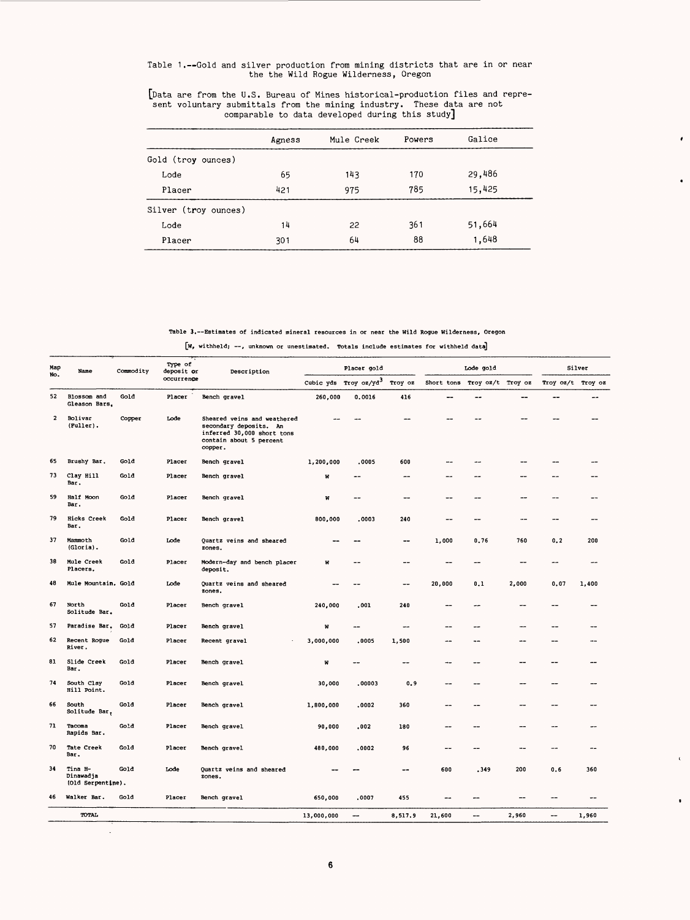Table 1.--Gold and silver production from mining districts that are in or near the the Wild Rogue Wilderness, Oregon

[Data are from the U.S. Bureau of Mines historical-production files and represent voluntary submittals from the mining industry. These data are not comparable to data developed during this study]

| | Agness | Mule Creek | Powers | Galice |
|---|---|---|---|---|
| Gold (troy ounces) | | | | |
| Lode | 65 | 143 | 170 | 29,486 |
| Placer | 421 | 975 | 785 | 15,425 |
| Silver (troy ounces) | | | | |
| Lode | 14 | 22 | 361 | 51,664 |
| Placer | 301 | 64 | 88 | 1,648 |

Table 3.--Estimates of indicated mineral resources in or near the Wild Rogue Wilderness, Oregon

[W, withheld; --, unknown or unestimated. Totals include estimates for withheld data]

| Map No. | Name | Commodity | Type of deposit or occurrence | Description | Placer gold | | | Lode gold | | | Silver | |
|---|---|---|---|---|---|---|---|---|---|---|---|---|
| | | | | | Cubic yds | Troy oz/yd$^3$ | Troy oz | Short tons | Troy oz/t | Troy oz | Troy oz/t | Troy oz |
| 52 | Blossom and Gleason Bars. | Gold | Placer | Bench gravel | 260,000 | 0.0016 | 416 | -- | -- | -- | -- | -- |
| 2 | Bolivar (Fuller). | Copper | Lode | Sheared veins and weathered secondary deposits. An inferred 30,000 short tons contain about 5 percent copper. | -- | -- | -- | -- | -- | -- | -- | -- |
| 65 | Brushy Bar. | Gold | Placer | Bench gravel | 1,200,000 | .0005 | 600 | -- | -- | -- | -- | -- |
| 73 | Clay Hill Bar. | Gold | Placer | Bench gravel | W | -- | -- | -- | -- | -- | -- | -- |
| 59 | Half Moon Bar. | Gold | Placer | Bench gravel | W | -- | -- | -- | -- | -- | -- | -- |
| 79 | Hicks Creek Bar. | Gold | Placer | Bench gravel | 800,000 | .0003 | 240 | -- | -- | -- | -- | -- |
| 37 | Mammoth (Gloria). | Gold | Lode | Quartz veins and sheared zones. | -- | -- | -- | 1,000 | 0.76 | 760 | 0.2 | 200 |
| 38 | Mule Creek Placers. | Gold | Placer | Modern-day and bench placer deposit. | W | -- | -- | -- | -- | -- | -- | -- |
| 48 | Mule Mountain. | Gold | Lode | Quartz veins and sheared zones. | -- | -- | -- | 20,000 | 0.1 | 2,000 | 0.07 | 1,400 |
| 67 | North Solitude Bar. | Gold | Placer | Bench gravel | 240,000 | .001 | 240 | -- | -- | -- | -- | -- |
| 57 | Paradise Bar. | Gold | Placer | Bench gravel | W | -- | -- | -- | -- | -- | -- | -- |
| 62 | Recent Rogue River. | Gold | Placer | Recent gravel | 3,000,000 | .0005 | 1,500 | -- | -- | -- | -- | -- |
| 81 | Slide Creek Bar. | Gold | Placer | Bench gravel | W | -- | -- | -- | -- | -- | -- | -- |
| 74 | South Clay Hill Point. | Gold | Placer | Bench gravel | 30,000 | .00003 | 0.9 | -- | -- | -- | -- | -- |
| 66 | South Solitude Bar. | Gold | Placer | Bench gravel | 1,800,000 | .0002 | 360 | -- | -- | -- | -- | -- |
| 71 | Tacoma Rapids Bar. | Gold | Placer | Bench gravel | 90,000 | .002 | 180 | -- | -- | -- | -- | -- |
| 70 | Tate Creek Bar. | Gold | Placer | Bench gravel | 480,000 | .0002 | 96 | -- | -- | -- | -- | -- |
| 34 | Tina H-Dinawadja (Old Serpentine). | Gold | Lode | Quartz veins and sheared zones. | -- | -- | -- | 600 | .349 | 200 | 0.6 | 360 |
| 46 | Walker Bar. | Gold | Placer | Bench gravel | 650,000 | .0007 | 455 | -- | -- | -- | -- | -- |
| | TOTAL | | | | 13,000,000 | -- | 8,517.9 | 21,600 | -- | 2,960 | -- | 1,960 |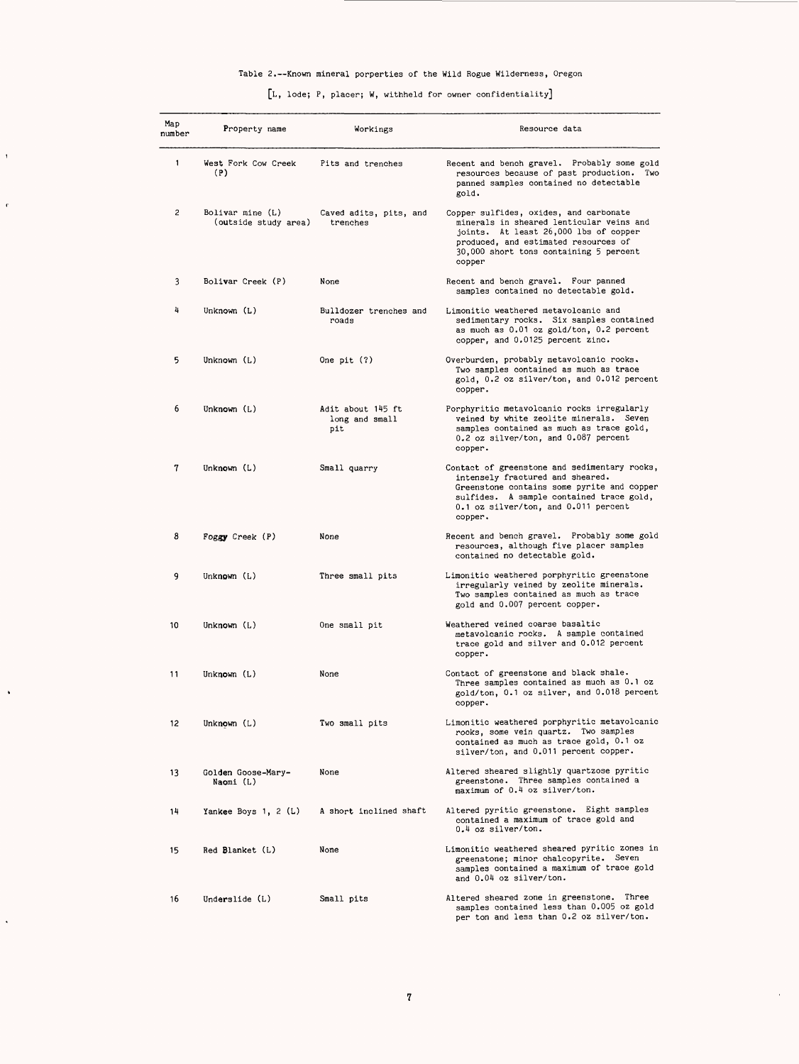Table 2.--Known mineral porperties of the Wild Rogue Wilderness, Oregon

[L, lode; P, placer; W, withheld for owner confidentiality]

| Map number | Property name | Workings | Resource data |
|---|---|---|---|
| 1 | West Fork Cow Creek (P) | Pits and trenches | Recent and bench gravel. Probably some gold resources because of past production. Two panned samples contained no detectable gold. |
| 2 | Bolivar mine (L) (outside study area) | Caved adits, pits, and trenches | Copper sulfides, oxides, and carbonate minerals in sheared lenticular veins and joints. At least 26,000 lbs of copper produced, and estimated resources of 30,000 short tons containing 5 percent copper |
| 3 | Bolivar Creek (P) | None | Recent and bench gravel. Four panned samples contained no detectable gold. |
| 4 | Unknown (L) | Bulldozer trenches and roads | Limonitic weathered metavolcanic and sedimentary rocks. Six samples contained as much as 0.01 oz gold/ton, 0.2 percent copper, and 0.0125 percent zinc. |
| 5 | Unknown (L) | One pit (?) | Overburden, probably metavolcanic rocks. Two samples contained as much as trace gold, 0.2 oz silver/ton, and 0.012 percent copper. |
| 6 | Unknown (L) | Adit about 145 ft long and small pit | Porphyritic metavolcanic rocks irregularly veined by white zeolite minerals. Seven samples contained as much as trace gold, 0.2 oz silver/ton, and 0.087 percent copper. |
| 7 | Unknown (L) | Small quarry | Contact of greenstone and sedimentary rocks, intensely fractured and sheared. Greenstone contains some pyrite and copper sulfides. A sample contained trace gold, 0.1 oz silver/ton, and 0.011 percent copper. |
| 8 | Foggy Creek (P) | None | Recent and bench gravel. Probably some gold resources, although five placer samples contained no detectable gold. |
| 9 | Unknown (L) | Three small pits | Limonitic weathered porphyritic greenstone irregularly veined by zeolite minerals. Two samples contained as much as trace gold and 0.007 percent copper. |
| 10 | Unknown (L) | One small pit | Weathered veined coarse basaltic metavolcanic rocks. A sample contained trace gold and silver and 0.012 percent copper. |
| 11 | Unknown (L) | None | Contact of greenstone and black shale. Three samples contained as much as 0.1 oz gold/ton, 0.1 oz silver, and 0.018 percent copper. |
| 12 | Unknown (L) | Two small pits | Limonitic weathered porphyritic metavolcanic rocks, some vein quartz. Two samples contained as much as trace gold, 0.1 oz silver/ton, and 0.011 percent copper. |
| 13 | Golden Goose-Mary-Naomi (L) | None | Altered sheared slightly quartzose pyritic greenstone. Three samples contained a maximum of 0.4 oz silver/ton. |
| 14 | Yankee Boys 1, 2 (L) | A short inclined shaft | Altered pyritic greenstone. Eight samples contained a maximum of trace gold and 0.4 oz silver/ton. |
| 15 | Red Blanket (L) | None | Limonitic weathered sheared pyritic zones in greenstone; minor chalcopyrite. Seven samples contained a maximum of trace gold and 0.04 oz silver/ton. |
| 16 | Underslide (L) | Small pits | Altered sheared zone in greenstone. Three samples contained less than 0.005 oz gold per ton and less than 0.2 oz silver/ton. |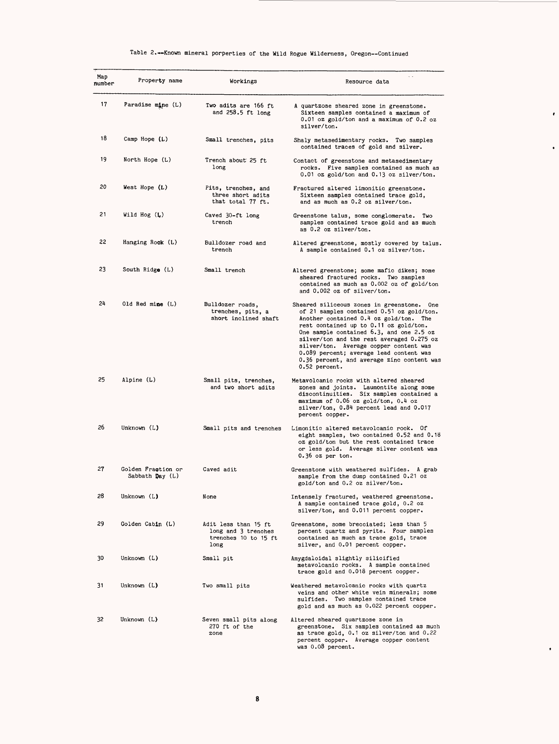Table 2.--Known mineral porperties of the Wild Rogue Wilderness, Oregon--Continued

| Map number | Property name | Workings | Resource data |
|---|---|---|---|
| 17 | Paradise mine (L) | Two adits are 166 ft and 258.5 ft long | A quartzose sheared zone in greenstone. Sixteen samples contained a maximum of 0.01 oz gold/ton and a maximum of 0.2 oz silver/ton. |
| 18 | Camp Hope (L) | Small trenches, pits | Shaly metasedimentary rocks. Two samples contained traces of gold and silver. |
| 19 | North Hope (L) | Trench about 25 ft long | Contact of greenstone and metasedimentary rocks. Five samples contained as much as 0.01 oz gold/ton and 0.13 oz silver/ton. |
| 20 | West Hope (L) | Pits, trenches, and three short adits that total 77 ft. | Fractured altered limonitic greenstone. Sixteen samples contained trace gold, and as much as 0.2 oz silver/ton. |
| 21 | Wild Hog (L) | Caved 30-ft long trench | Greenstone talus, some conglomerate. Two samples contained trace gold and as much as 0.2 oz silver/ton. |
| 22 | Hanging Rock (L) | Bulldozer road and trench | Altered greenstone, mostly covered by talus. A sample contained 0.1 oz silver/ton. |
| 23 | South Ridge (L) | Small trench | Altered greenstone; some mafic dikes; some sheared fractured rocks. Two samples contained as much as 0.002 oz of gold/ton and 0.002 oz of silver/ton. |
| 24 | Old Red mine (L) | Bulldozer roads, trenches, pits, a short inclined shaft | Sheared siliceous zones in greenstone. One of 21 samples contained 0.51 oz gold/ton. Another contained 0.4 oz gold/ton. The rest contained up to 0.11 oz gold/ton. One sample contained 6.3, and one 2.5 oz silver/ton and the rest averaged 0.275 oz silver/ton. Average copper content was 0.089 percent; average lead content was 0.36 percent, and average zinc content was 0.52 percent. |
| 25 | Alpine (L) | Small pits, trenches, and two short adits | Metavolcanic rocks with altered sheared zones and joints. Laumontite along some discontinuities. Six samples contained a maximum of 0.06 oz gold/ton, 0.4 oz silver/ton, 0.84 percent lead and 0.017 percent copper. |
| 26 | Unknown (L) | Small pits and trenches | Limonitic altered metavolcanic rock. Of eight samples, two contained 0.52 and 0.18 oz gold/ton but the rest contained trace or less gold. Average silver content was 0.36 oz per ton. |
| 27 | Golden Fraction or Sabbath Day (L) | Caved adit | Greenstone with weathered sulfides. A grab sample from the dump contained 0.21 oz gold/ton and 0.2 oz silver/ton. |
| 28 | Unknown (L) | None | Intensely fractured, weathered greenstone. A sample contained trace gold, 0.2 oz silver/ton, and 0.011 percent copper. |
| 29 | Golden Cabin (L) | Adit less than 15 ft long and 3 trenches trenches 10 to 15 ft long | Greenstone, some brecciated; less than 5 percent quartz and pyrite. Four samples contained as much as trace gold, trace silver, and 0.01 percent copper. |
| 30 | Unknown (L) | Small pit | Amygdaloidal slightly silicified metavolcanic rocks. A sample contained trace gold and 0.018 percent copper. |
| 31 | Unknown (L) | Two small pits | Weathered metavolcanic rocks with quartz veins and other white vein minerals; some sulfides. Two samples contained trace gold and as much as 0.022 percent copper. |
| 32 | Unknown (L) | Seven small pits along 270 ft of the zone | Altered sheared quartzose zone in greenstone. Six samples contained as much as trace gold, 0.1 oz silver/ton and 0.22 percent copper. Average copper content was 0.08 percent. |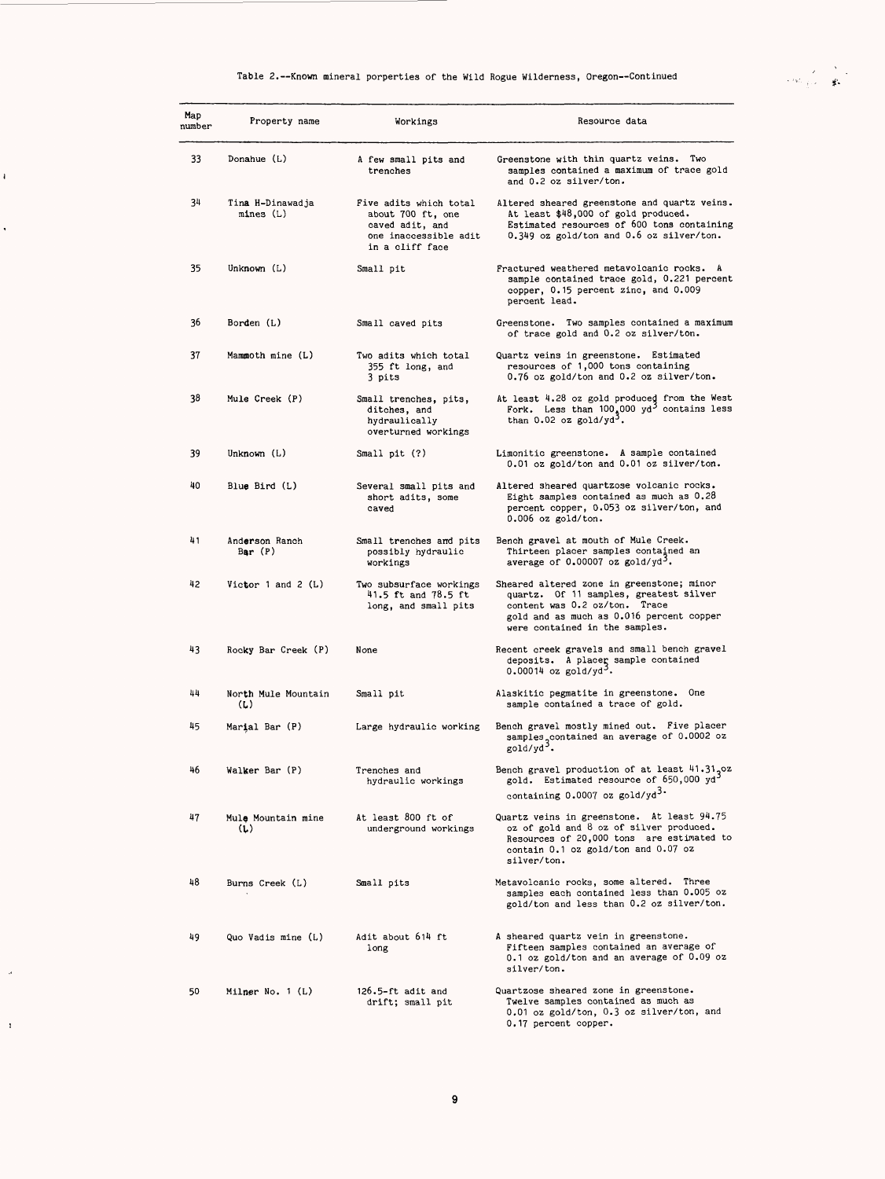Table 2.--Known mineral porperties of the Wild Rogue Wilderness, Oregon--Continued

| Map number | Property name | Workings | Resource data |
|---|---|---|---|
| 33 | Donahue (L) | A few small pits and trenches | Greenstone with thin quartz veins. Two samples contained a maximum of trace gold and 0.2 oz silver/ton. |
| 34 | Tina H-Dinawadja mines (L) | Five adits which total about 700 ft, one caved adit, and one inaccessible adit in a cliff face | Altered sheared greenstone and quartz veins. At least $48,000 of gold produced. Estimated resources of 600 tons containing 0.349 oz gold/ton and 0.6 oz silver/ton. |
| 35 | Unknown (L) | Small pit | Fractured weathered metavolcanic rocks. A sample contained trace gold, 0.221 percent copper, 0.15 percent zinc, and 0.009 percent lead. |
| 36 | Borden (L) | Small caved pits | Greenstone. Two samples contained a maximum of trace gold and 0.2 oz silver/ton. |
| 37 | Mammoth mine (L) | Two adits which total 355 ft long, and 3 pits | Quartz veins in greenstone. Estimated resources of 1,000 tons containing 0.76 oz gold/ton and 0.2 oz silver/ton. |
| 38 | Mule Creek (P) | Small trenches, pits, ditches, and hydraulically overturned workings | At least 4.28 oz gold produced from the West Fork. Less than 100,000 $yd^3$ contains less than 0.02 oz gold/$yd^3$. |
| 39 | Unknown (L) | Small pit (?) | Limonitic greenstone. A sample contained 0.01 oz gold/ton and 0.01 oz silver/ton. |
| 40 | Blue Bird (L) | Several small pits and short adits, some caved | Altered sheared quartzose volcanic rocks. Eight samples contained as much as 0.28 percent copper, 0.053 oz silver/ton, and 0.006 oz gold/ton. |
| 41 | Anderson Ranch Bar (P) | Small trenches and pits possibly hydraulic workings | Bench gravel at mouth of Mule Creek. Thirteen placer samples contained an average of 0.00007 oz gold/$yd^3$. |
| 42 | Victor 1 and 2 (L) | Two subsurface workings 41.5 ft and 78.5 ft long, and small pits | Sheared altered zone in greenstone; minor quartz. Of 11 samples, greatest silver content was 0.2 oz/ton. Trace gold and as much as 0.016 percent copper were contained in the samples. |
| 43 | Rocky Bar Creek (P) | None | Recent creek gravels and small bench gravel deposits. A placer sample contained 0.00014 oz gold/$yd^3$. |
| 44 | North Mule Mountain (L) | Small pit | Alaskitic pegmatite in greenstone. One sample contained a trace of gold. |
| 45 | Marial Bar (P) | Large hydraulic working | Bench gravel mostly mined out. Five placer samples contained an average of 0.0002 oz gold/$yd^3$. |
| 46 | Walker Bar (P) | Trenches and hydraulic workings | Bench gravel production of at least 41.31 oz gold. Estimated resource of 650,000 $yd^3$ containing 0.0007 oz gold/$yd^3$. |
| 47 | Mule Mountain mine (L) | At least 800 ft of underground workings | Quartz veins in greenstone. At least 94.75 oz of gold and 8 oz of silver produced. Resources of 20,000 tons are estimated to contain 0.1 oz gold/ton and 0.07 oz silver/ton. |
| 48 | Burns Creek (L) | Small pits | Metavolcanic rocks, some altered. Three samples each contained less than 0.005 oz gold/ton and less than 0.2 oz silver/ton. |
| 49 | Quo Vadis mine (L) | Adit about 614 ft long | A sheared quartz vein in greenstone. Fifteen samples contained an average of 0.1 oz gold/ton and an average of 0.09 oz silver/ton. |
| 50 | Milner No. 1 (L) | 126.5-ft adit and drift; small pit | Quartzose sheared zone in greenstone. Twelve samples contained as much as 0.01 oz gold/ton, 0.3 oz silver/ton, and 0.17 percent copper. |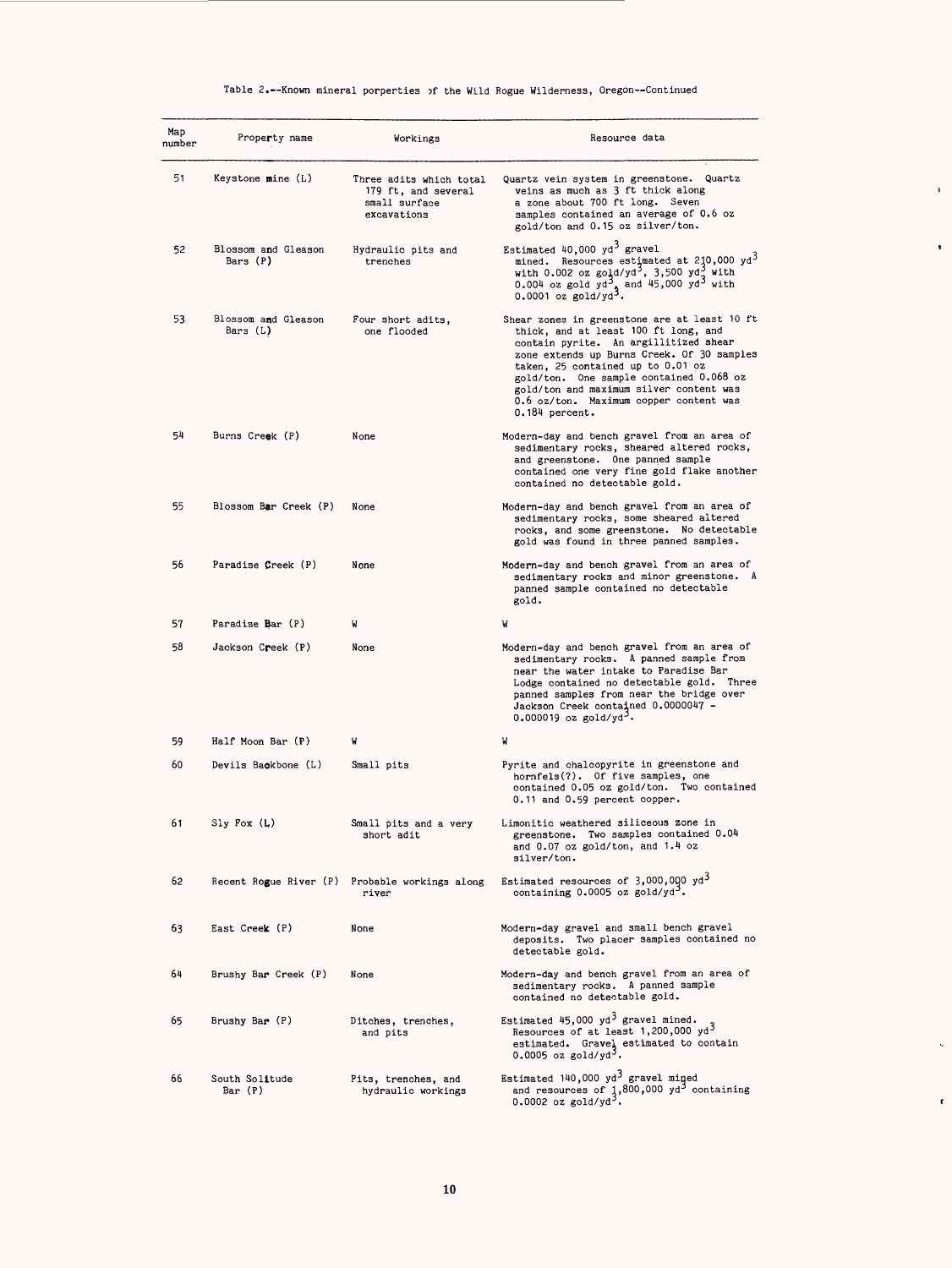Table 2.--Known mineral porperties of the Wild Rogue Wilderness, Oregon--Continued

| Map number | Property name | Workings | Resource data |
|---|---|---|---|
| 51 | Keystone mine (L) | Three adits which total 179 ft, and several small surface excavations | Quartz vein system in greenstone. Quartz veins as much as 3 ft thick along a zone about 700 ft long. Seven samples contained an average of 0.6 oz gold/ton and 0.15 oz silver/ton. |
| 52 | Blossom and Gleason Bars (P) | Hydraulic pits and trenches | Estimated 40,000 $yd^3$ gravel mined. Resources estimated at 210,000 $yd^3$ with 0.002 oz gold/$yd^3$, 3,500 $yd^3$ with 0.004 oz gold $yd^3$, and 45,000 $yd^3$ with 0.0001 oz gold/$yd^3$. |
| 53 | Blossom and Gleason Bars (L) | Four short adits, one flooded | Shear zones in greenstone are at least 10 ft thick, and at least 100 ft long, and contain pyrite. An argillitized shear zone extends up Burns Creek. Of 30 samples taken, 25 contained up to 0.01 oz gold/ton. One sample contained 0.068 oz gold/ton and maximum silver content was 0.6 oz/ton. Maximum copper content was 0.184 percent. |
| 54 | Burns Creek (P) | None | Modern-day and bench gravel from an area of sedimentary rocks, sheared altered rocks, and greenstone. One panned sample contained one very fine gold flake another contained no detectable gold. |
| 55 | Blossom Bar Creek (P) | None | Modern-day and bench gravel from an area of sedimentary rocks, some sheared altered rocks, and some greenstone. No detectable gold was found in three panned samples. |
| 56 | Paradise Creek (P) | None | Modern-day and bench gravel from an area of sedimentary rocks and minor greenstone. A panned sample contained no detectable gold. |
| 57 | Paradise Bar (P) | W | W |
| 58 | Jackson Creek (P) | None | Modern-day and bench gravel from an area of sedimentary rocks. A panned sample from near the water intake to Paradise Bar Lodge contained no detectable gold. Three panned samples from near the bridge over Jackson Creek contained 0.0000047 - 0.000019 oz gold/$yd^3$. |
| 59 | Half Moon Bar (P) | W | W |
| 60 | Devils Backbone (L) | Small pits | Pyrite and chalcopyrite in greenstone and hornfels(?). Of five samples, one contained 0.05 oz gold/ton. Two contained 0.11 and 0.59 percent copper. |
| 61 | Sly Fox (L) | Small pits and a very short adit | Limonitic weathered siliceous zone in greenstone. Two samples contained 0.04 and 0.07 oz gold/ton, and 1.4 oz silver/ton. |
| 62 | Recent Rogue River (P) | Probable workings along river | Estimated resources of 3,000,000 $yd^3$ containing 0.0005 oz gold/$yd^3$. |
| 63 | East Creek (P) | None | Modern-day gravel and small bench gravel deposits. Two placer samples contained no detectable gold. |
| 64 | Brushy Bar Creek (P) | None | Modern-day and bench gravel from an area of sedimentary rocks. A panned sample contained no detectable gold. |
| 65 | Brushy Bar (P) | Ditches, trenches, and pits | Estimated 45,000 $yd^3$ gravel mined. Resources of at least 1,200,000 $yd^3$ estimated. Gravel estimated to contain 0.0005 oz gold/$yd^3$. |
| 66 | South Solitude Bar (P) | Pits, trenches, and hydraulic workings | Estimated 140,000 $yd^3$ gravel mined and resources of 1,800,000 $yd^3$ containing 0.0002 oz gold/$yd^3$. |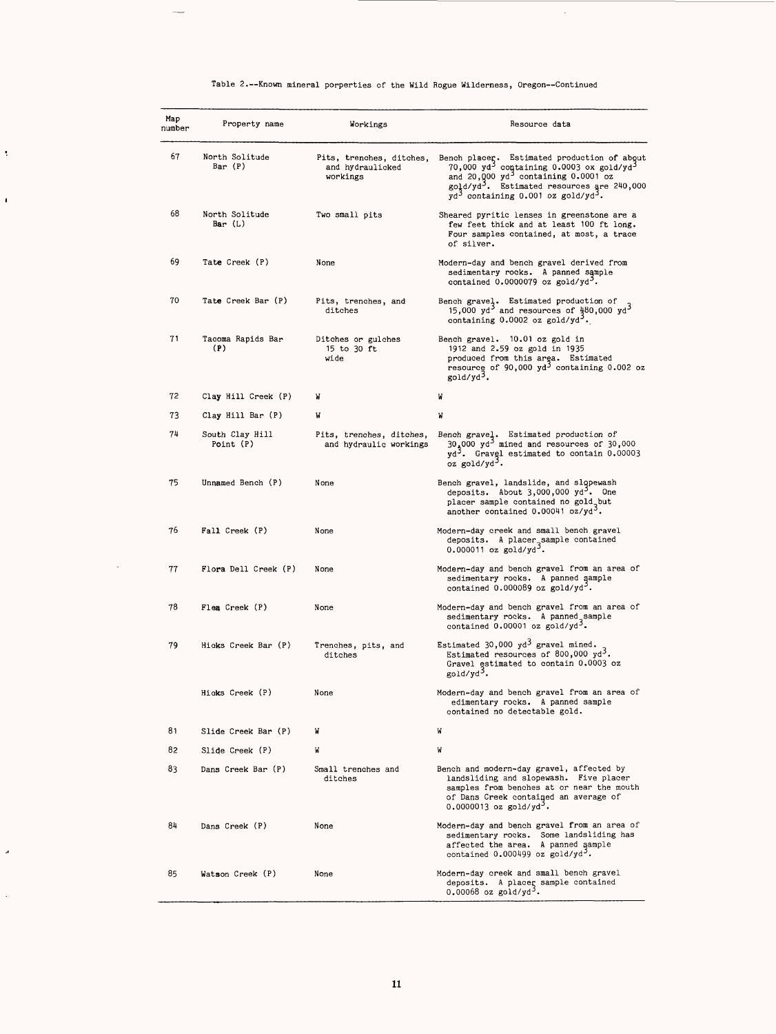Table 2.--Known mineral porperties of the Wild Rogue Wilderness, Oregon--Continued

| Map number | Property name | Workings | Resource data |
|---|---|---|---|
| 67 | North Solitude Bar (P) | Pits, trenches, ditches, and hydraulicked workings | Bench placer. Estimated production of about 70,000 $yd^3$ containing 0.0003 ox gold/$yd^3$ and 20,000 $yd^3$ containing 0.0001 oz gold/$yd^3$. Estimated resources are 240,000 $yd^3$ containing 0.001 oz gold/$yd^3$. |
| 68 | North Solitude Bar (L) | Two small pits | Sheared pyritic lenses in greenstone are a few feet thick and at least 100 ft long. Four samples contained, at most, a trace of silver. |
| 69 | Tate Creek (P) | None | Modern-day and bench gravel derived from sedimentary rocks. A panned sample contained 0.0000079 oz gold/$yd^3$. |
| 70 | Tate Creek Bar (P) | Pits, trenches, and ditches | Bench gravel. Estimated production of 15,000 $yd^3$ and resources of 480,000 $yd^3$ containing 0.0002 oz gold/$yd^3$. |
| 71 | Tacoma Rapids Bar (P) | Ditches or gulches 15 to 30 ft wide | Bench gravel. 10.01 oz gold in 1912 and 2.59 oz gold in 1935 produced from this area. Estimated resource of 90,000 $yd^3$ containing 0.002 oz gold/$yd^3$. |
| 72 | Clay Hill Creek (P) | W | W |
| 73 | Clay Hill Bar (P) | W | W |
| 74 | South Clay Hill Point (P) | Pits, trenches, ditches, and hydraulic workings | Bench gravel. Estimated production of 30,000 $yd^3$ mined and resources of 30,000 $yd^3$. Gravel estimated to contain 0.00003 oz gold/$yd^3$. |
| 75 | Unnamed Bench (P) | None | Bench gravel, landslide, and slopewash deposits. About 3,000,000 $yd^3$. One placer sample contained no gold but another contained 0.00041 oz/$yd^3$. |
| 76 | Fall Creek (P) | None | Modern-day creek and small bench gravel deposits. A placer sample contained 0.000011 oz gold/$yd^3$. |
| 77 | Flora Dell Creek (P) | None | Modern-day and bench gravel from an area of sedimentary rocks. A panned sample contained 0.000089 oz gold/$yd^3$. |
| 78 | Flea Creek (P) | None | Modern-day and bench gravel from an area of sedimentary rocks. A panned sample contained 0.00001 oz gold/$yd^3$. |
| 79 | Hicks Creek Bar (P) | Trenches, pits, and ditches | Estimated 30,000 $yd^3$ gravel mined. Estimated resources of 800,000 $yd^3$. Gravel estimated to contain 0.0003 oz gold/$yd^3$. |
| | Hicks Creek (P) | None | Modern-day and bench gravel from an area of edimentary rocks. A panned sample contained no detectable gold. |
| 81 | Slide Creek Bar (P) | W | W |
| 82 | Slide Creek (P) | W | W |
| 83 | Dans Creek Bar (P) | Small trenches and ditches | Bench and modern-day gravel, affected by landsliding and slopewash. Five placer samples from benches at or near the mouth of Dans Creek contained an average of 0.0000013 oz gold/$yd^3$. |
| 84 | Dans Creek (P) | None | Modern-day and bench gravel from an area of sedimentary rocks. Some landsliding has affected the area. A panned sample contained 0.000499 oz gold/$yd^3$. |
| 85 | Watson Creek (P) | None | Modern-day creek and small bench gravel deposits. A placer sample contained 0.00068 oz gold/$yd^3$. |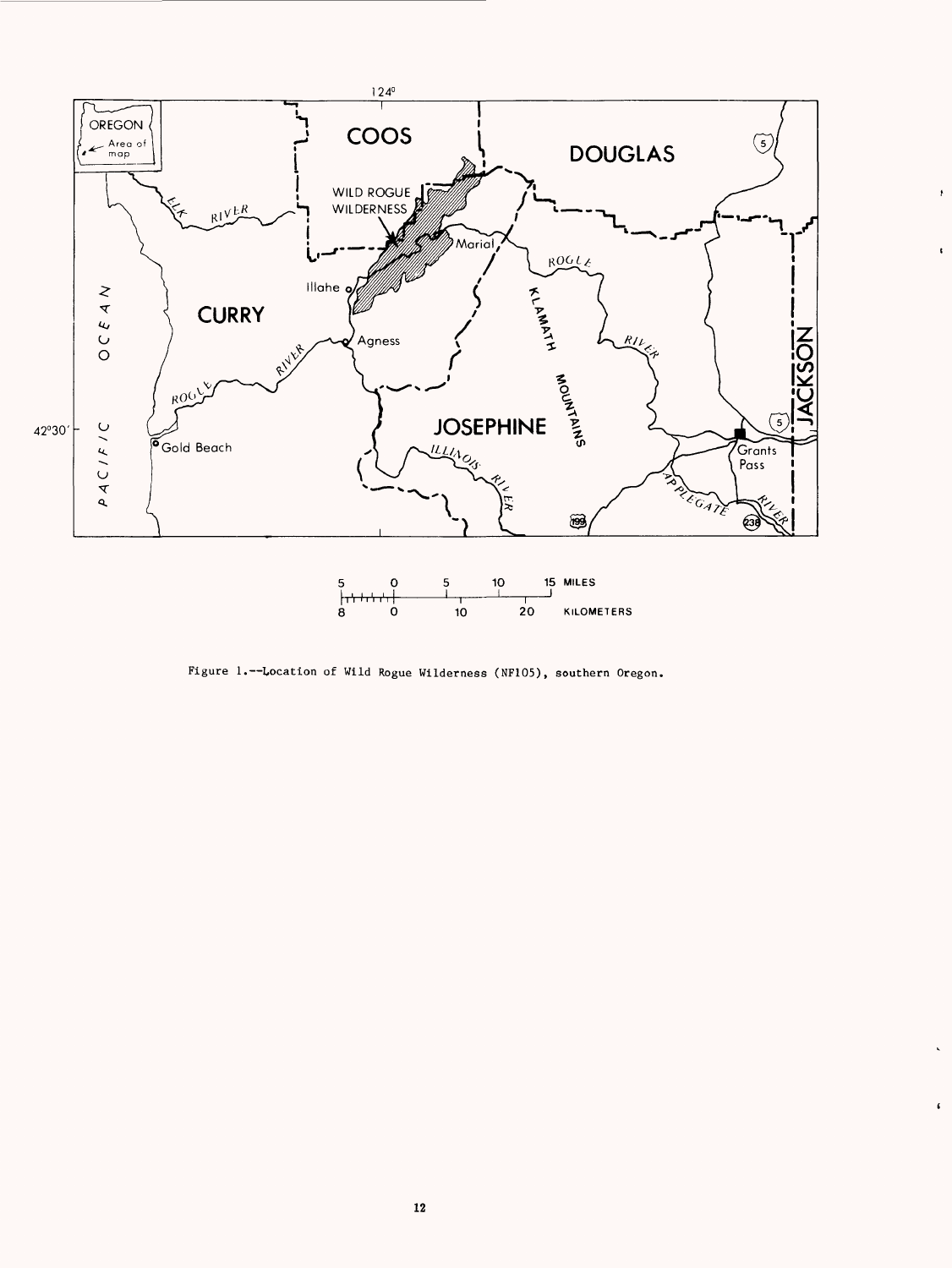Figure 1.--Location of Wild Rogue Wilderness (NF105), southern Oregon.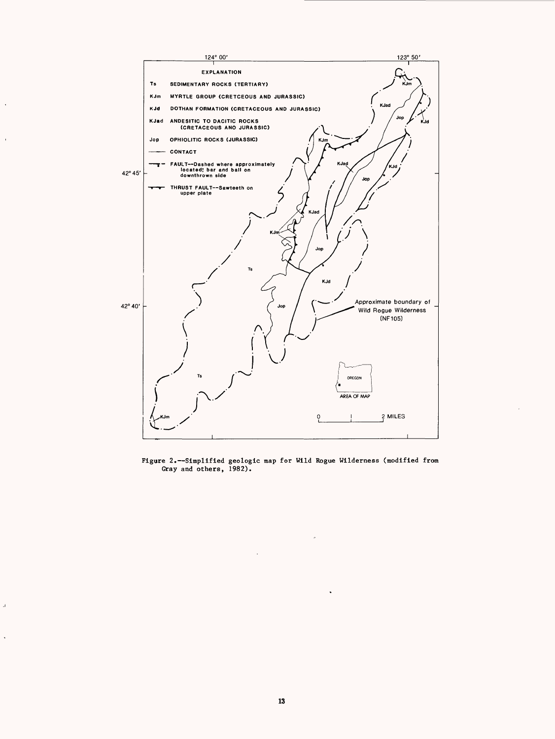124° 00'

123° 50'

EXPLANATION

Ts SEDIMENTARY ROCKS (TERTIARY)

KJm MYRTLE GROUP (CRETCEOUS AND JURASSIC)

KJd DOTHAN FORMATION (CRETACEOUS AND JURASSIC)

KJad ANDESITIC TO DACITIC ROCKS (CRETACEOUS ANO JURASSIC)

Jop OPHIOLITIC ROCKS (JURASSIC)

CONTACT

FAULT--Dashed where approximately located; bar and ball on downthrown side

THRUST FAULT--Sawteeth on upper plate

42° 45'

42° 40'

Approximate boundary of Wild Rogue Wilderness (NF105)

OREGON

AREA OF MAP

0 1 2 MILES

Figure 2.--Simplified geologic map for Wild Rogue Wilderness (modified from Gray and others, 1982).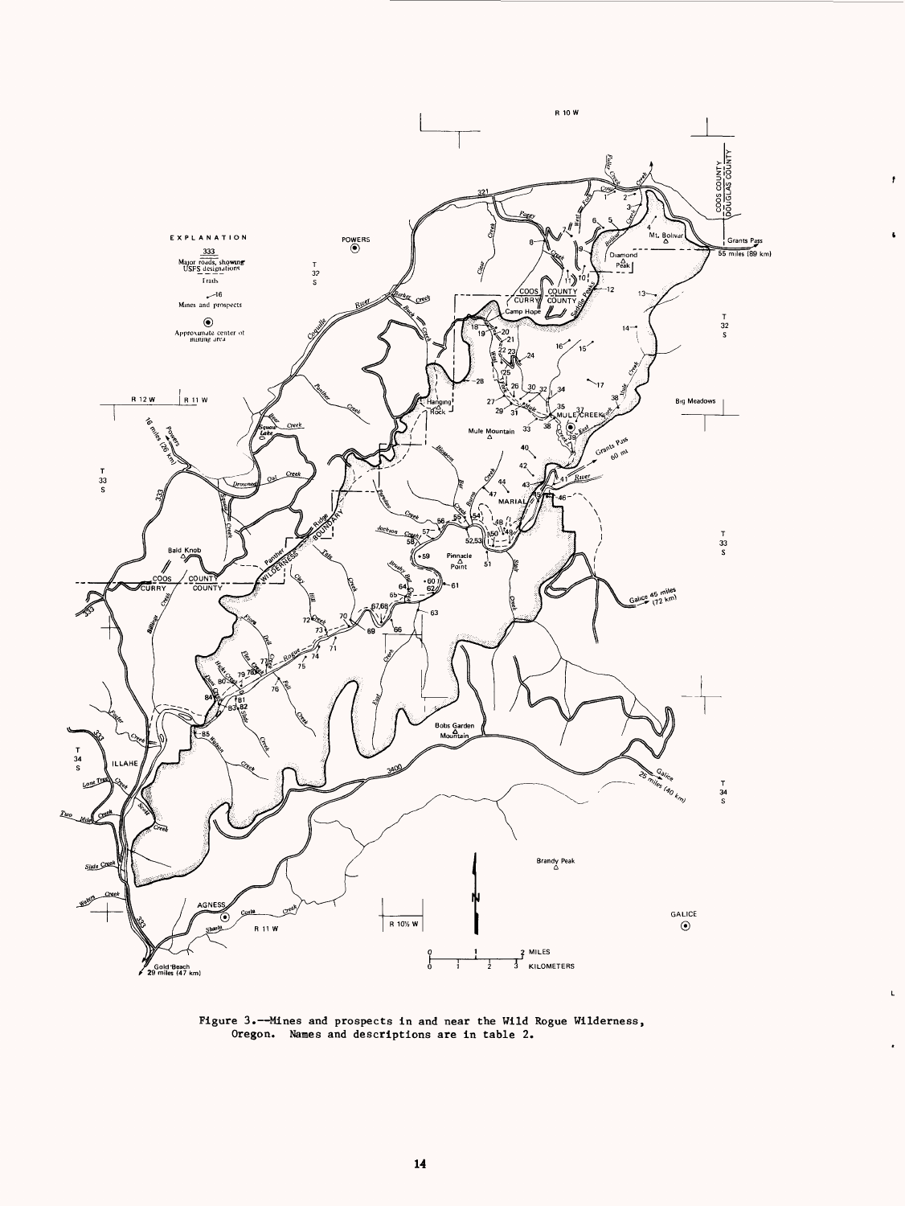Figure 3.--Mines and prospects in and near the Wild Rogue Wilderness, Oregon. Names and descriptions are in table 2.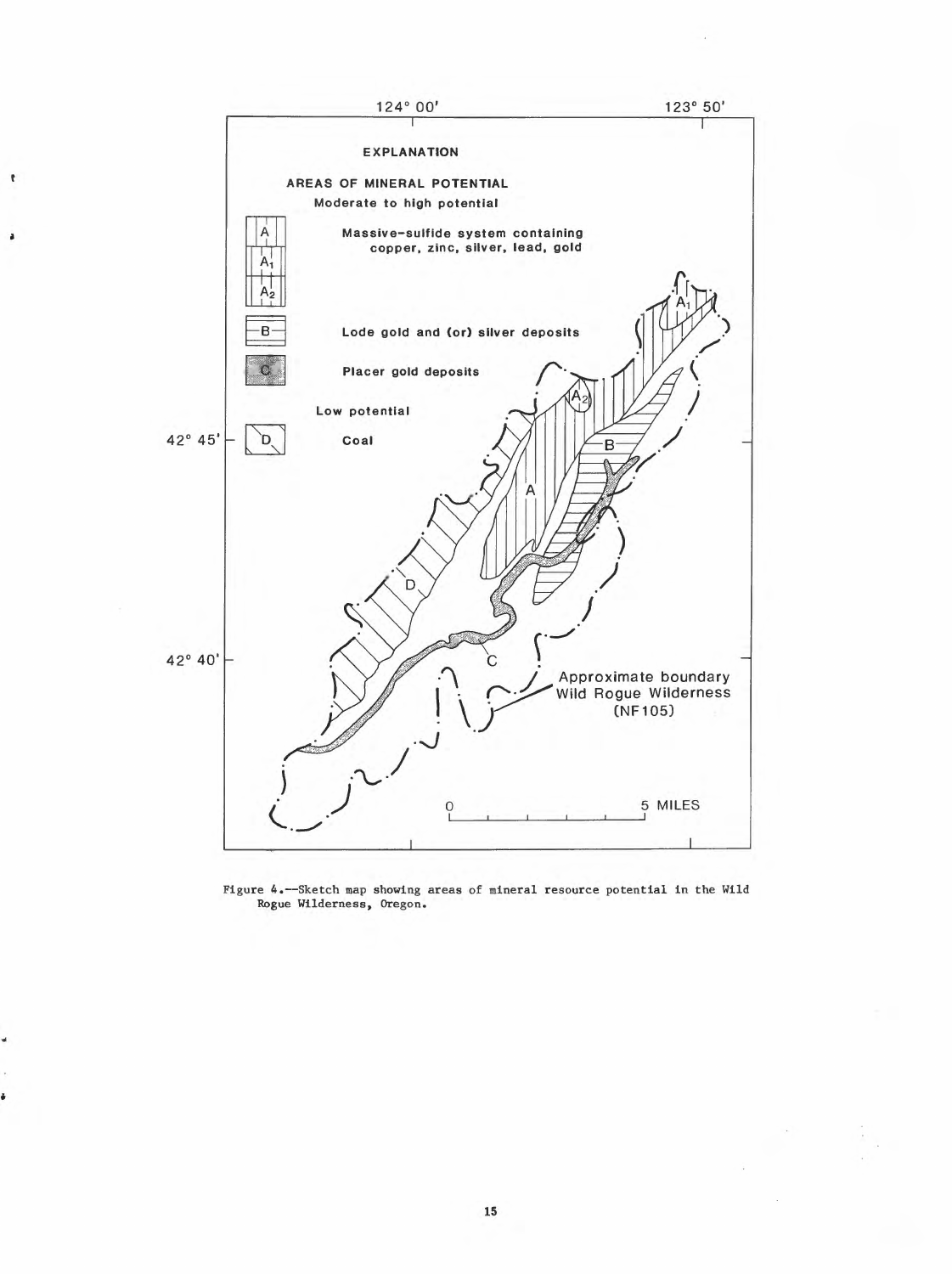124° 00'

123° 50'

EXPLANATION

AREAS OF MINERAL POTENTIAL

Moderate to high potential

A, $A_1$, $A_2$ — Massive-sulfide system containing copper, zinc, silver, lead, gold

B — Lode gold and (or) silver deposits

C — Placer gold deposits

Low potential

D — Coal

42° 45'

42° 40'

A

$A_1$

$A_2$

B

C

D

Approximate boundary Wild Rogue Wilderness (NF105)

0

5 MILES

Figure 4.--Sketch map showing areas of mineral resource potential in the Wild Rogue Wilderness, Oregon.